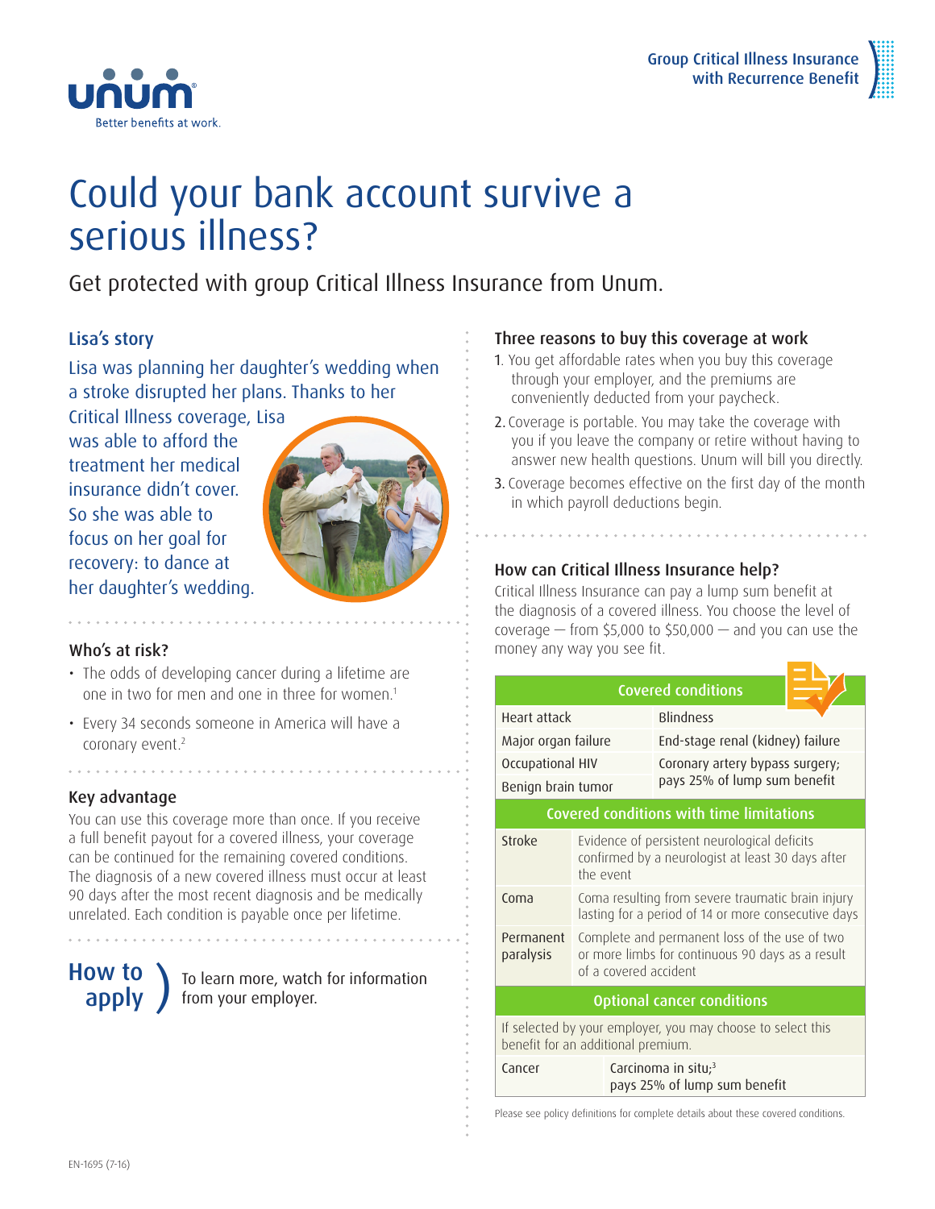Group Critical Illness Insurance with Recurrence Benefit

# Could your bank account survive a serious illness?

## Get protected with group Critical Illness Insurance from Unum.

### Lisa's story

Lisa was planning her daughter's wedding when a stroke disrupted her plans. Thanks to her Critical Illness coverage, Lisa was able to afford the treatment her medical insurance didn't cover. So she was able to focus on her goal for recovery: to dance at her daughter's wedding.

### Who's at risk?

- The odds of developing cancer during a lifetime are one in two for men and one in three for women.[1]
- Every 34 seconds someone in America will have a coronary event.[2]

### Key advantage

You can use this coverage more than once. If you receive a full benefit payout for a covered illness, your coverage can be continued for the remaining covered conditions. The diagnosis of a new covered illness must occur at least 90 days after the most recent diagnosis and be medically unrelated. Each condition is payable once per lifetime.

### How to apply

To learn more, watch for information from your employer.

### Three reasons to buy this coverage at work

1. You get affordable rates when you buy this coverage through your employer, and the premiums are conveniently deducted from your paycheck.
2. Coverage is portable. You may take the coverage with you if you leave the company or retire without having to answer new health questions. Unum will bill you directly.
3. Coverage becomes effective on the first day of the month in which payroll deductions begin.

### How can Critical Illness Insurance help?

Critical Illness Insurance can pay a lump sum benefit at the diagnosis of a covered illness. You choose the level of coverage — from $5,000 to $50,000 — and you can use the money any way you see fit.

| Covered conditions | |
|---|---|
| Heart attack | Blindness |
| Major organ failure | End-stage renal (kidney) failure |
| Occupational HIV | Coronary artery bypass surgery; pays 25% of lump sum benefit |
| Benign brain tumor | |

| Covered conditions with time limitations | |
|---|---|
| Stroke | Evidence of persistent neurological deficits confirmed by a neurologist at least 30 days after the event |
| Coma | Coma resulting from severe traumatic brain injury lasting for a period of 14 or more consecutive days |
| Permanent paralysis | Complete and permanent loss of the use of two or more limbs for continuous 90 days as a result of a covered accident |

| Optional cancer conditions | |
|---|---|
| If selected by your employer, you may choose to select this benefit for an additional premium. | |
| Cancer | Carcinoma in situ;[3] pays 25% of lump sum benefit |

Please see policy definitions for complete details about these covered conditions.

EN-1695 (7-16)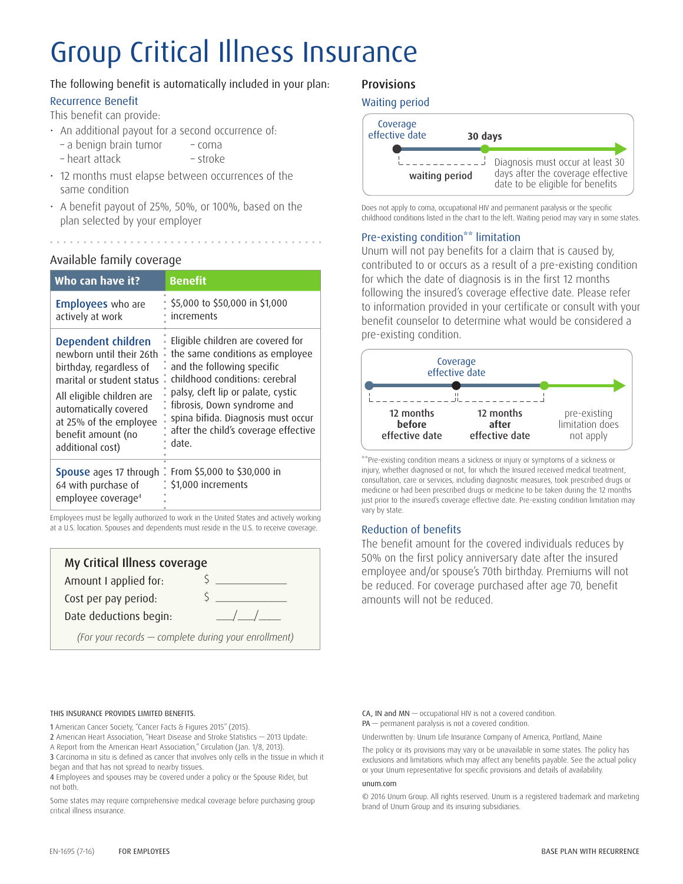# Group Critical Illness Insurance

The following benefit is automatically included in your plan:

### Recurrence Benefit

This benefit can provide:

- An additional payout for a second occurrence of:
  - a benign brain tumor
  - coma
  - heart attack
  - stroke
- 12 months must elapse between occurrences of the same condition
- A benefit payout of 25%, 50%, or 100%, based on the plan selected by your employer

## Available family coverage

| Who can have it? | Benefit |
|---|---|
| **Employees** who are actively at work | $5,000 to $50,000 in $1,000 increments |
| **Dependent children** newborn until their 26th birthday, regardless of marital or student status<br>All eligible children are automatically covered at 25% of the employee benefit amount (no additional cost) | Eligible children are covered for the same conditions as employee and the following specific childhood conditions: cerebral palsy, cleft lip or palate, cystic fibrosis, Down syndrome and spina bifida. Diagnosis must occur after the child's coverage effective date. |
| **Spouse** ages 17 through 64 with purchase of employee coverage[4] | From $5,000 to $30,000 in $1,000 increments |

Employees must be legally authorized to work in the United States and actively working at a U.S. location. Spouses and dependents must reside in the U.S. to receive coverage.

### My Critical Illness coverage

Amount I applied for: $ ____________

Cost per pay period: $ ____________

Date deductions begin: ___/___/____

*(For your records — complete during your enrollment)*

## Provisions

### Waiting period

Coverage effective date

30 days

waiting period

Diagnosis must occur at least 30 days after the coverage effective date to be eligible for benefits

Does not apply to coma, occupational HIV and permanent paralysis or the specific childhood conditions listed in the chart to the left. Waiting period may vary in some states.

### Pre-existing condition** limitation

Unum will not pay benefits for a claim that is caused by, contributed to or occurs as a result of a pre-existing condition for which the date of diagnosis is in the first 12 months following the insured's coverage effective date. Please refer to information provided in your certificate or consult with your benefit counselor to determine what would be considered a pre-existing condition.

Coverage effective date

12 months **before** effective date

12 months **after** effective date

pre-existing limitation does not apply

**Pre-existing condition means a sickness or injury or symptoms of a sickness or injury, whether diagnosed or not, for which the Insured received medical treatment, consultation, care or services, including diagnostic measures, took prescribed drugs or medicine or had been prescribed drugs or medicine to be taken during the 12 months just prior to the insured's coverage effective date. Pre-existing condition limitation may vary by state.

### Reduction of benefits

The benefit amount for the covered individuals reduces by 50% on the first policy anniversary date after the insured employee and/or spouse's 70th birthday. Premiums will not be reduced. For coverage purchased after age 70, benefit amounts will not be reduced.

THIS INSURANCE PROVIDES LIMITED BENEFITS.

1 American Cancer Society, "Cancer Facts & Figures 2015" (2015).
2 American Heart Association, "Heart Disease and Stroke Statistics — 2013 Update: A Report from the American Heart Association," Circulation (Jan. 1/8, 2013).
3 Carcinoma in situ is defined as cancer that involves only cells in the tissue in which it began and that has not spread to nearby tissues.
4 Employees and spouses may be covered under a policy or the Spouse Rider, but not both.

Some states may require comprehensive medical coverage before purchasing group critical illness insurance.

CA, IN and MN — occupational HIV is not a covered condition.
PA — permanent paralysis is not a covered condition.

Underwritten by: Unum Life Insurance Company of America, Portland, Maine

The policy or its provisions may vary or be unavailable in some states. The policy has exclusions and limitations which may affect any benefits payable. See the actual policy or your Unum representative for specific provisions and details of availability.

unum.com

© 2016 Unum Group. All rights reserved. Unum is a registered trademark and marketing brand of Unum Group and its insuring subsidiaries.

EN-1695 (7-16) FOR EMPLOYEES BASE PLAN WITH RECURRENCE